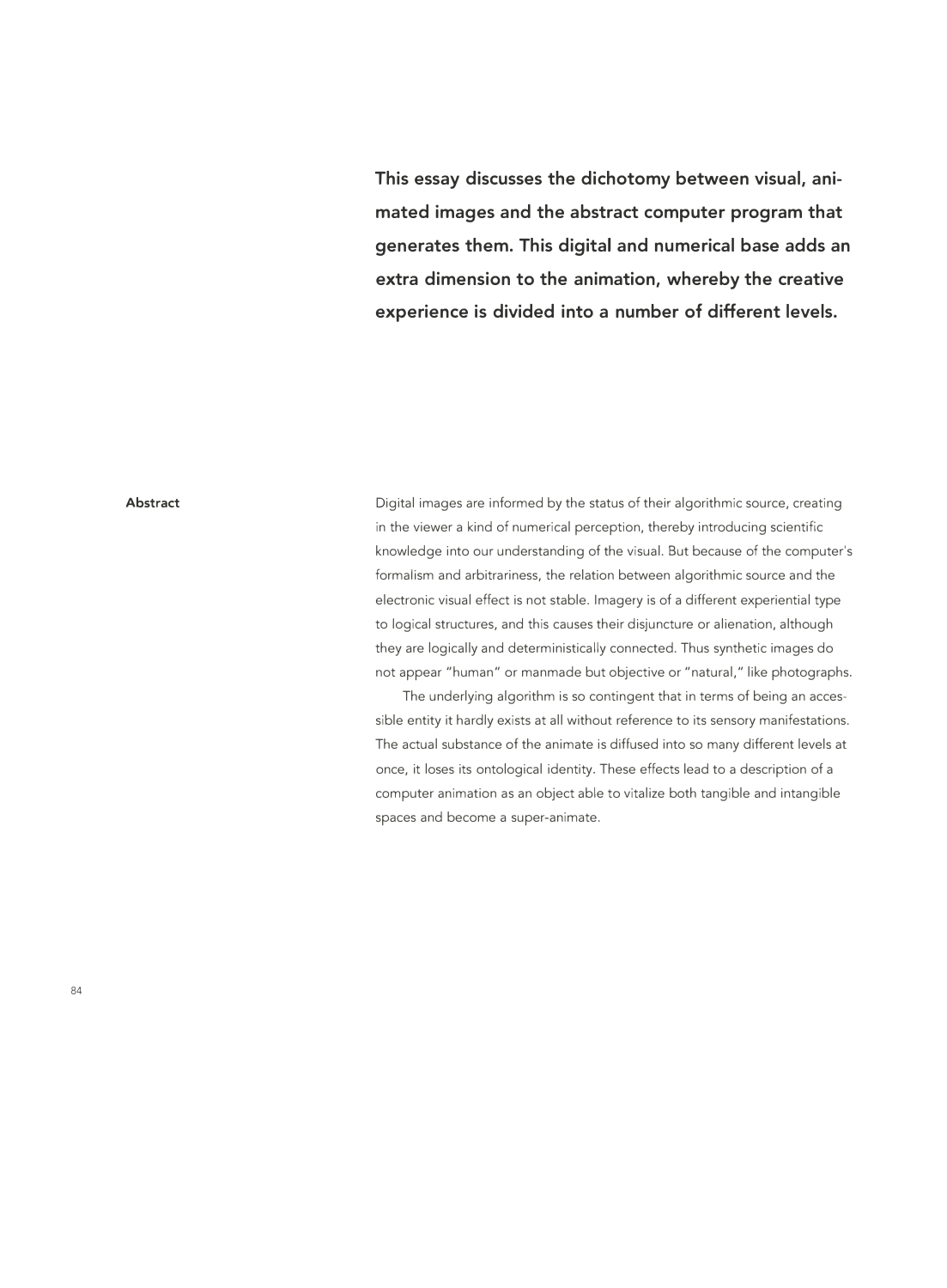**This essay discusses the dichotomy between visual, animated images and the abstract computer program that generates them. This digital and numerical base adds an extra dimension to the animation, whereby the creative experience is divided into a number of different levels.**

**Abstract**

Digital images are informed by the status of their algorithmic source, creating in the viewer a kind of numerical perception, thereby introducing scientific knowledge into our understanding of the visual. But because of the computer's formalism and arbitrariness, the relation between algorithmic source and the electronic visual effect is not stable. Imagery is of a different experiential type to logical structures, and this causes their disjuncture or alienation, although they are logically and deterministically connected. Thus synthetic images do not appear "human" or manmade but objective or "natural," like photographs.

The underlying algorithm is so contingent that in terms of being an accessible entity it hardly exists at all without reference to its sensory manifestations. The actual substance of the animate is diffused into so many different levels at once, it loses its ontological identity. These effects lead to a description of a computer animation as an object able to vitalize both tangible and intangible spaces and become a super-animate.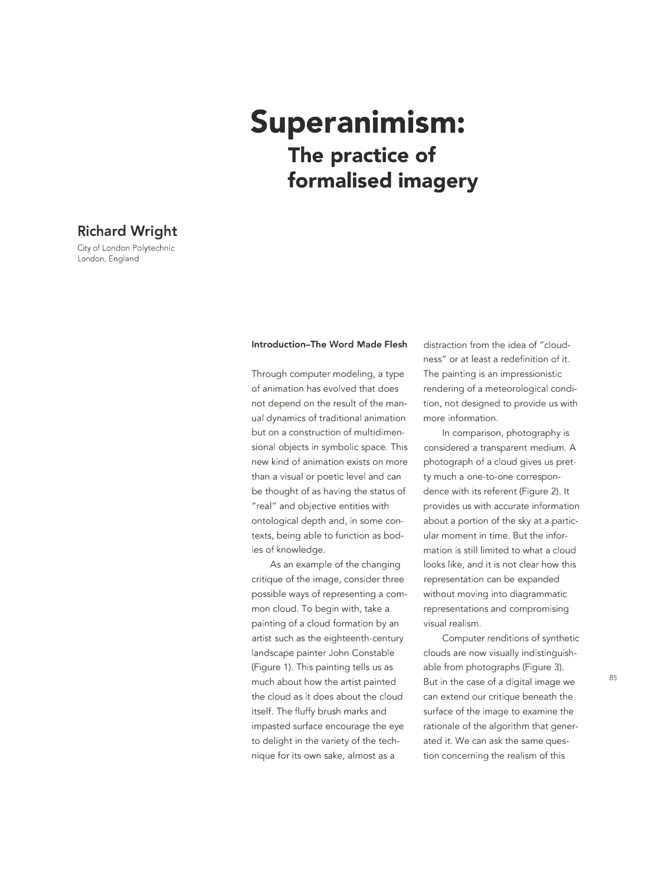# Superanimism:

## The practice of formalised imagery

**Richard Wright**

City of London Polytechnic
London, England

### Introduction–The Word Made Flesh

Through computer modeling, a type of animation has evolved that does not depend on the result of the manual dynamics of traditional animation but on a construction of multidimensional objects in symbolic space. This new kind of animation exists on more than a visual or poetic level and can be thought of as having the status of "real" and objective entities with ontological depth and, in some contexts, being able to function as bodies of knowledge.

As an example of the changing critique of the image, consider three possible ways of representing a common cloud. To begin with, take a painting of a cloud formation by an artist such as the eighteenth-century landscape painter John Constable (Figure 1). This painting tells us as much about how the artist painted the cloud as it does about the cloud itself. The fluffy brush marks and impasted surface encourage the eye to delight in the variety of the technique for its own sake, almost as a distraction from the idea of "cloudness" or at least a redefinition of it. The painting is an impressionistic rendering of a meteorological condition, not designed to provide us with more information.

In comparison, photography is considered a transparent medium. A photograph of a cloud gives us pretty much a one-to-one correspondence with its referent (Figure 2). It provides us with accurate information about a portion of the sky at a particular moment in time. But the information is still limited to what a cloud looks like, and it is not clear how this representation can be expanded without moving into diagrammatic representations and compromising visual realism.

Computer renditions of synthetic clouds are now visually indistinguishable from photographs (Figure 3). But in the case of a digital image we can extend our critique beneath the surface of the image to examine the rationale of the algorithm that generated it. We can ask the same question concerning the realism of this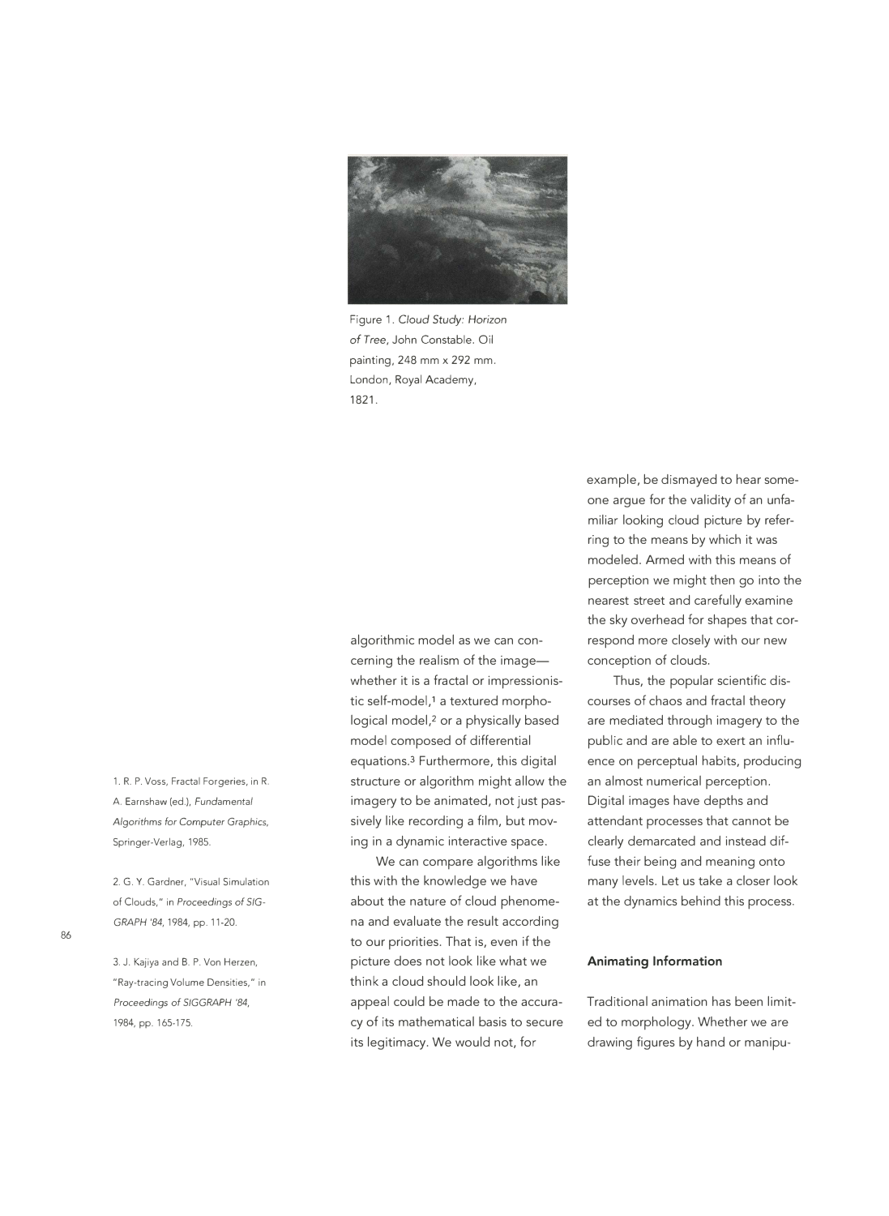Figure 1. *Cloud Study: Horizon of Tree*, John Constable. Oil painting, 248 mm x 292 mm. London, Royal Academy, 1821.

algorithmic model as we can concerning the realism of the image—whether it is a fractal or impressionistic self-model,[1] a textured morphological model,[2] or a physically based model composed of differential equations.[3] Furthermore, this digital structure or algorithm might allow the imagery to be animated, not just passively like recording a film, but moving in a dynamic interactive space.

We can compare algorithms like this with the knowledge we have about the nature of cloud phenomena and evaluate the result according to our priorities. That is, even if the picture does not look like what we think a cloud should look like, an appeal could be made to the accuracy of its mathematical basis to secure its legitimacy. We would not, for example, be dismayed to hear someone argue for the validity of an unfamiliar looking cloud picture by referring to the means by which it was modeled. Armed with this means of perception we might then go into the nearest street and carefully examine the sky overhead for shapes that correspond more closely with our new conception of clouds.

Thus, the popular scientific discourses of chaos and fractal theory are mediated through imagery to the public and are able to exert an influence on perceptual habits, producing an almost numerical perception. Digital images have depths and attendant processes that cannot be clearly demarcated and instead diffuse their being and meaning onto many levels. Let us take a closer look at the dynamics behind this process.

## Animating Information

Traditional animation has been limited to morphology. Whether we are drawing figures by hand or manipu-

1. R. P. Voss, Fractal Forgeries, in R. A. Earnshaw (ed.), *Fundamental Algorithms for Computer Graphics*, Springer-Verlag, 1985.

2. G. Y. Gardner, "Visual Simulation of Clouds," in *Proceedings of SIGGRAPH '84*, 1984, pp. 11-20.

3. J. Kajiya and B. P. Von Herzen, "Ray-tracing Volume Densities," in *Proceedings of SIGGRAPH '84*, 1984, pp. 165-175.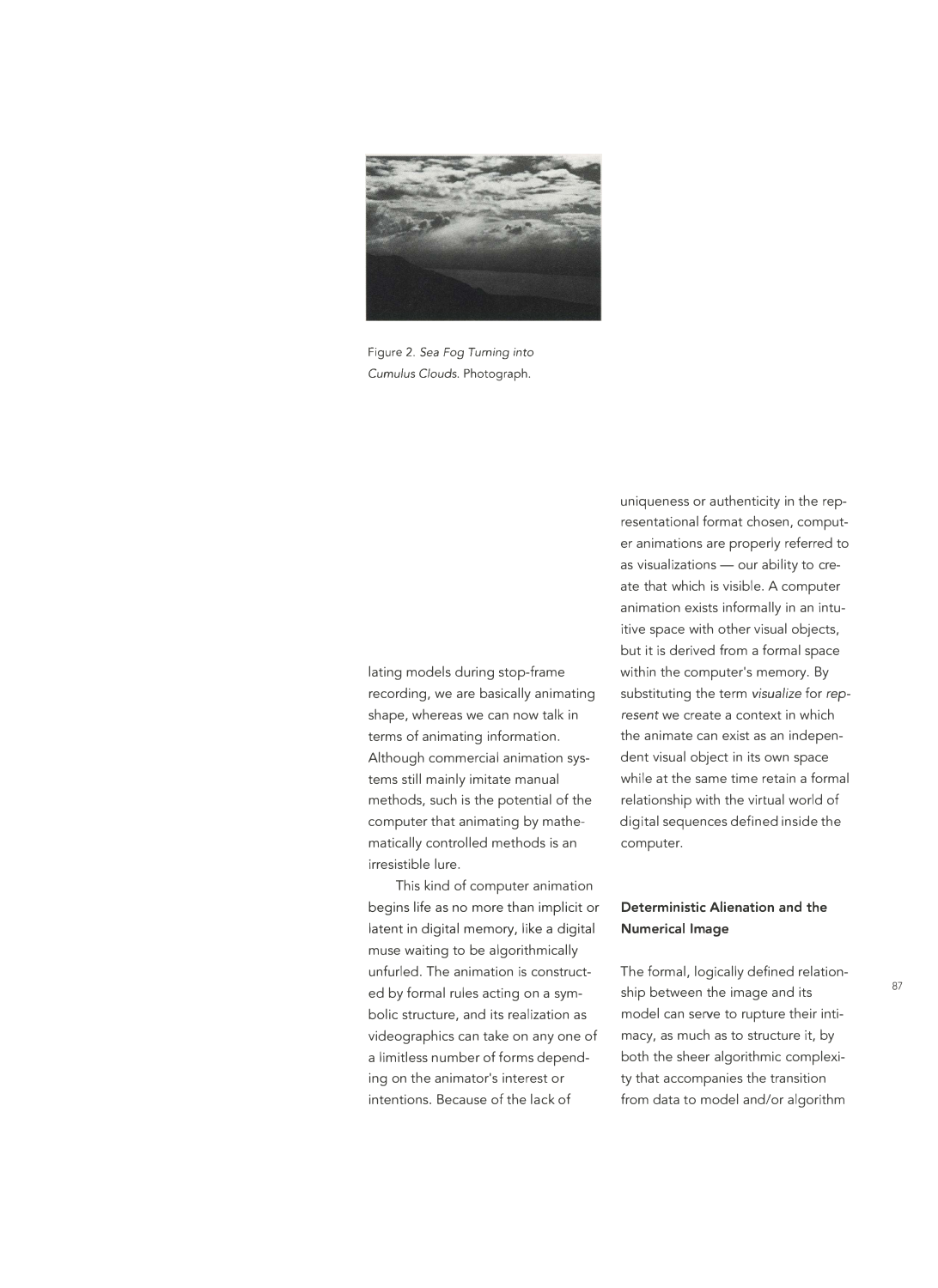Figure 2. *Sea Fog Turning into Cumulus Clouds.* Photograph.

lating models during stop-frame recording, we are basically animating shape, whereas we can now talk in terms of animating information. Although commercial animation systems still mainly imitate manual methods, such is the potential of the computer that animating by mathematically controlled methods is an irresistible lure.

This kind of computer animation begins life as no more than implicit or latent in digital memory, like a digital muse waiting to be algorithmically unfurled. The animation is constructed by formal rules acting on a symbolic structure, and its realization as videographics can take on any one of a limitless number of forms depending on the animator's interest or intentions. Because of the lack of uniqueness or authenticity in the representational format chosen, computer animations are properly referred to as visualizations — our ability to create that which is visible. A computer animation exists informally in an intuitive space with other visual objects, but it is derived from a formal space within the computer's memory. By substituting the term *visualize* for *represent* we create a context in which the animate can exist as an independent visual object in its own space while at the same time retain a formal relationship with the virtual world of digital sequences defined inside the computer.

### Deterministic Alienation and the Numerical Image

The formal, logically defined relationship between the image and its model can serve to rupture their intimacy, as much as to structure it, by both the sheer algorithmic complexity that accompanies the transition from data to model and/or algorithm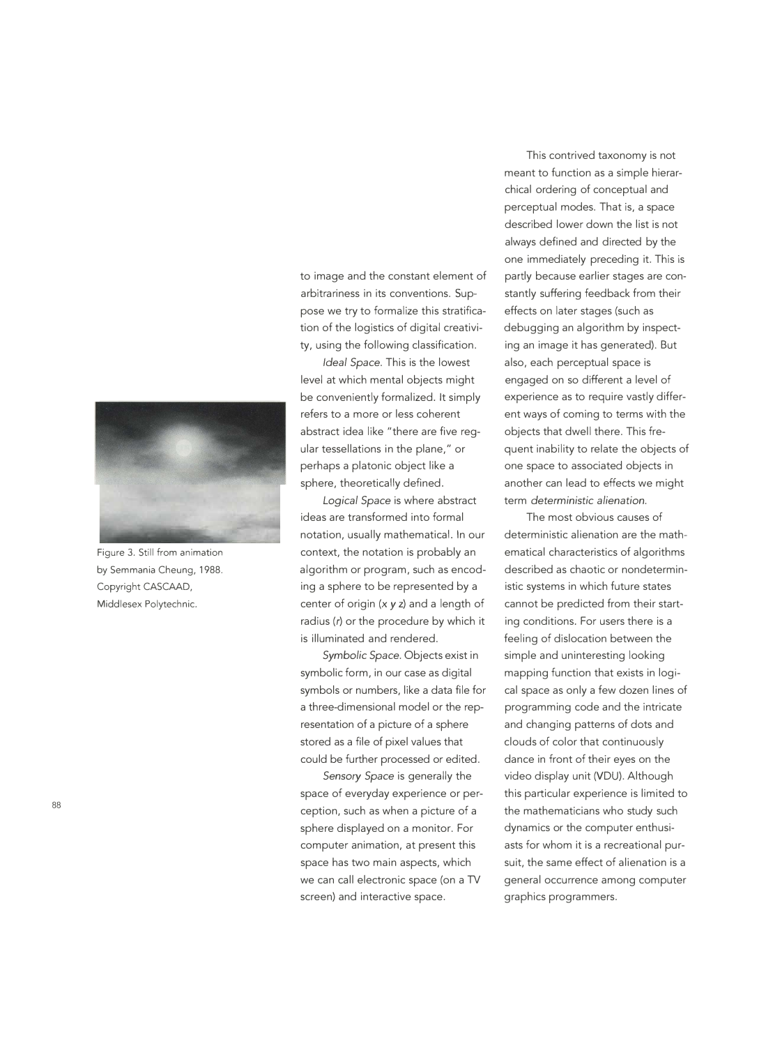to image and the constant element of arbitrariness in its conventions. Suppose we try to formalize this stratification of the logistics of digital creativity, using the following classification.

*Ideal Space*. This is the lowest level at which mental objects might be conveniently formalized. It simply refers to a more or less coherent abstract idea like "there are five regular tessellations in the plane," or perhaps a platonic object like a sphere, theoretically defined.

*Logical Space* is where abstract ideas are transformed into formal notation, usually mathematical. In our context, the notation is probably an algorithm or program, such as encoding a sphere to be represented by a center of origin ($x$ $y$ $z$) and a length of radius ($r$) or the procedure by which it is illuminated and rendered.

*Symbolic Space*. Objects exist in symbolic form, in our case as digital symbols or numbers, like a data file for a three-dimensional model or the representation of a picture of a sphere stored as a file of pixel values that could be further processed or edited.

*Sensory Space* is generally the space of everyday experience or perception, such as when a picture of a sphere displayed on a monitor. For computer animation, at present this space has two main aspects, which we can call electronic space (on a TV screen) and interactive space.

Figure 3. Still from animation by Semmania Cheung, 1988. Copyright CASCAAD, Middlesex Polytechnic.

This contrived taxonomy is not meant to function as a simple hierarchical ordering of conceptual and perceptual modes. That is, a space described lower down the list is not always defined and directed by the one immediately preceding it. This is partly because earlier stages are constantly suffering feedback from their effects on later stages (such as debugging an algorithm by inspecting an image it has generated). But also, each perceptual space is engaged on so different a level of experience as to require vastly different ways of coming to terms with the objects that dwell there. This frequent inability to relate the objects of one space to associated objects in another can lead to effects we might term *deterministic alienation*.

The most obvious causes of deterministic alienation are the mathematical characteristics of algorithms described as chaotic or nondeterministic systems in which future states cannot be predicted from their starting conditions. For users there is a feeling of dislocation between the simple and uninteresting looking mapping function that exists in logical space as only a few dozen lines of programming code and the intricate and changing patterns of dots and clouds of color that continuously dance in front of their eyes on the video display unit (VDU). Although this particular experience is limited to the mathematicians who study such dynamics or the computer enthusiasts for whom it is a recreational pursuit, the same effect of alienation is a general occurrence among computer graphics programmers.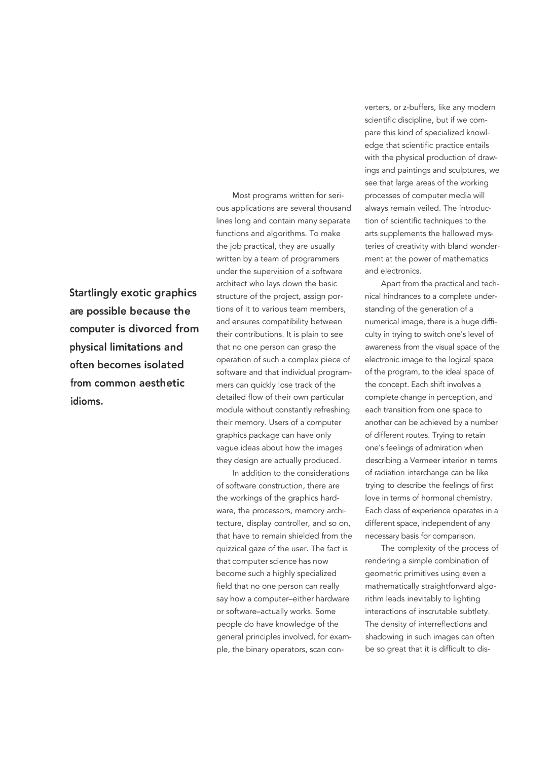**Startlingly exotic graphics are possible because the computer is divorced from physical limitations and often becomes isolated from common aesthetic idioms.**

Most programs written for serious applications are several thousand lines long and contain many separate functions and algorithms. To make the job practical, they are usually written by a team of programmers under the supervision of a software architect who lays down the basic structure of the project, assign portions of it to various team members, and ensures compatibility between their contributions. It is plain to see that no one person can grasp the operation of such a complex piece of software and that individual programmers can quickly lose track of the detailed flow of their own particular module without constantly refreshing their memory. Users of a computer graphics package can have only vague ideas about how the images they design are actually produced.

In addition to the considerations of software construction, there are the workings of the graphics hardware, the processors, memory architecture, display controller, and so on, that have to remain shielded from the quizzical gaze of the user. The fact is that computer science has now become such a highly specialized field that no one person can really say how a computer–either hardware or software–actually works. Some people do have knowledge of the general principles involved, for example, the binary operators, scan converters, or z-buffers, like any modern scientific discipline, but if we compare this kind of specialized knowledge that scientific practice entails with the physical production of drawings and paintings and sculptures, we see that large areas of the working processes of computer media will always remain veiled. The introduction of scientific techniques to the arts supplements the hallowed mysteries of creativity with bland wonderment at the power of mathematics and electronics.

Apart from the practical and technical hindrances to a complete understanding of the generation of a numerical image, there is a huge difficulty in trying to switch one's level of awareness from the visual space of the electronic image to the logical space of the program, to the ideal space of the concept. Each shift involves a complete change in perception, and each transition from one space to another can be achieved by a number of different routes. Trying to retain one's feelings of admiration when describing a Vermeer interior in terms of radiation interchange can be like trying to describe the feelings of first love in terms of hormonal chemistry. Each class of experience operates in a different space, independent of any necessary basis for comparison.

The complexity of the process of rendering a simple combination of geometric primitives using even a mathematically straightforward algorithm leads inevitably to lighting interactions of inscrutable subtlety. The density of interreflections and shadowing in such images can often be so great that it is difficult to dis-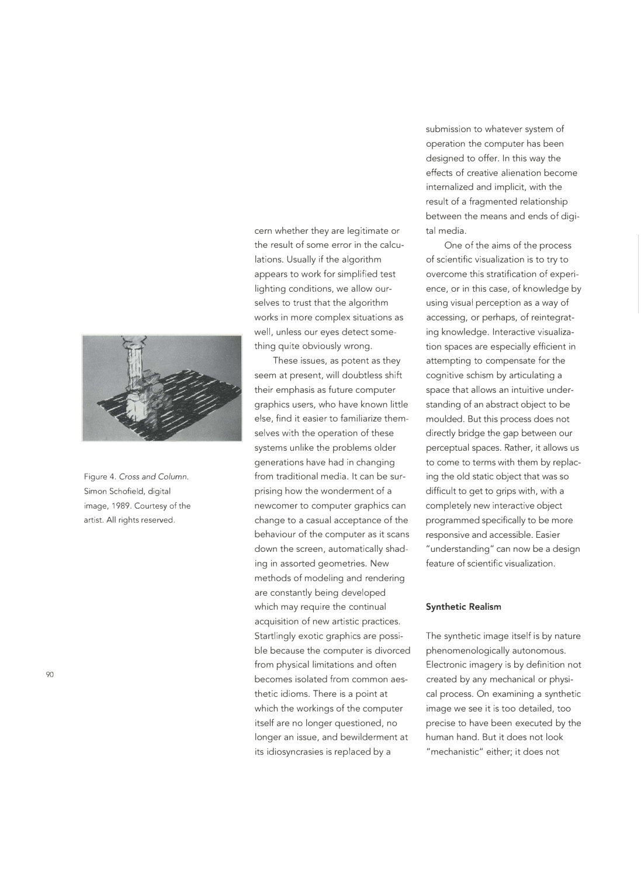cern whether they are legitimate or the result of some error in the calculations. Usually if the algorithm appears to work for simplified test lighting conditions, we allow ourselves to trust that the algorithm works in more complex situations as well, unless our eyes detect something quite obviously wrong.

These issues, as potent as they seem at present, will doubtless shift their emphasis as future computer graphics users, who have known little else, find it easier to familiarize themselves with the operation of these systems unlike the problems older generations have had in changing from traditional media. It can be surprising how the wonderment of a newcomer to computer graphics can change to a casual acceptance of the behaviour of the computer as it scans down the screen, automatically shading in assorted geometries. New methods of modeling and rendering are constantly being developed which may require the continual acquisition of new artistic practices. Startlingly exotic graphics are possible because the computer is divorced from physical limitations and often becomes isolated from common aesthetic idioms. There is a point at which the workings of the computer itself are no longer questioned, no longer an issue, and bewilderment at its idiosyncrasies is replaced by a submission to whatever system of operation the computer has been designed to offer. In this way the effects of creative alienation become internalized and implicit, with the result of a fragmented relationship between the means and ends of digital media.

Figure 4. *Cross and Column.* Simon Schofield, digital image, 1989. Courtesy of the artist. All rights reserved.

One of the aims of the process of scientific visualization is to try to overcome this stratification of experience, or in this case, of knowledge by using visual perception as a way of accessing, or perhaps, of reintegrating knowledge. Interactive visualization spaces are especially efficient in attempting to compensate for the cognitive schism by articulating a space that allows an intuitive understanding of an abstract object to be moulded. But this process does not directly bridge the gap between our perceptual spaces. Rather, it allows us to come to terms with them by replacing the old static object that was so difficult to get to grips with, with a completely new interactive object programmed specifically to be more responsive and accessible. Easier "understanding" can now be a design feature of scientific visualization.

### Synthetic Realism

The synthetic image itself is by nature phenomenologically autonomous. Electronic imagery is by definition not created by any mechanical or physical process. On examining a synthetic image we see it is too detailed, too precise to have been executed by the human hand. But it does not look "mechanistic" either; it does not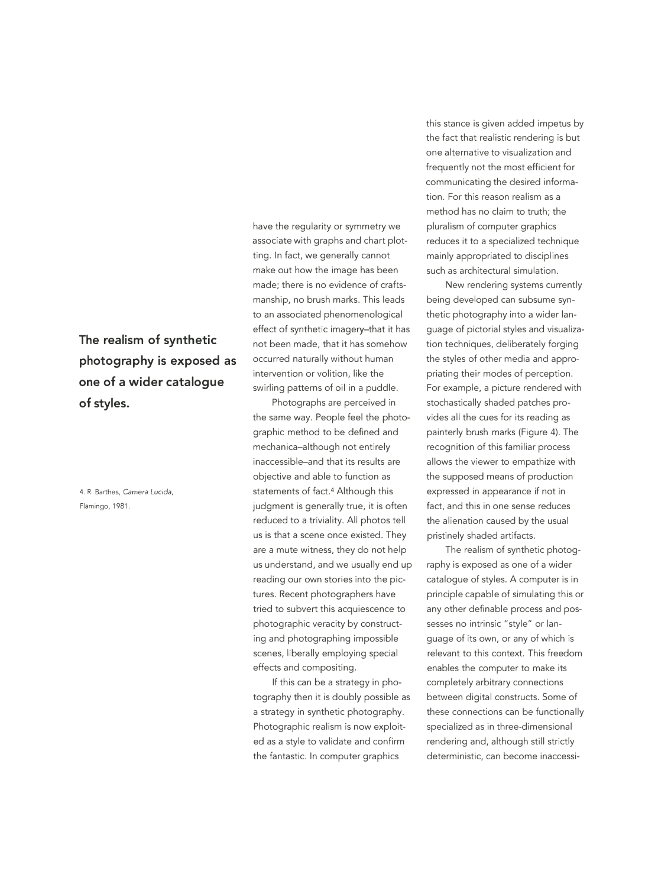**The realism of synthetic photography is exposed as one of a wider catalogue of styles.**

4. R. Barthes, *Camera Lucida*, Flamingo, 1981.

have the regularity or symmetry we associate with graphs and chart plotting. In fact, we generally cannot make out how the image has been made; there is no evidence of craftsmanship, no brush marks. This leads to an associated phenomenological effect of synthetic imagery–that it has not been made, that it has somehow occurred naturally without human intervention or volition, like the swirling patterns of oil in a puddle.

Photographs are perceived in the same way. People feel the photographic method to be defined and mechanica–although not entirely inaccessible–and that its results are objective and able to function as statements of fact.[4] Although this judgment is generally true, it is often reduced to a triviality. All photos tell us is that a scene once existed. They are a mute witness, they do not help us understand, and we usually end up reading our own stories into the pictures. Recent photographers have tried to subvert this acquiescence to photographic veracity by constructing and photographing impossible scenes, liberally employing special effects and compositing.

If this can be a strategy in photography then it is doubly possible as a strategy in synthetic photography. Photographic realism is now exploited as a style to validate and confirm the fantastic. In computer graphics this stance is given added impetus by the fact that realistic rendering is but one alternative to visualization and frequently not the most efficient for communicating the desired information. For this reason realism as a method has no claim to truth; the pluralism of computer graphics reduces it to a specialized technique mainly appropriated to disciplines such as architectural simulation.

New rendering systems currently being developed can subsume synthetic photography into a wider language of pictorial styles and visualization techniques, deliberately forging the styles of other media and appropriating their modes of perception. For example, a picture rendered with stochastically shaded patches provides all the cues for its reading as painterly brush marks (Figure 4). The recognition of this familiar process allows the viewer to empathize with the supposed means of production expressed in appearance if not in fact, and this in one sense reduces the alienation caused by the usual pristinely shaded artifacts.

The realism of synthetic photography is exposed as one of a wider catalogue of styles. A computer is in principle capable of simulating this or any other definable process and possesses no intrinsic "style" or language of its own, or any of which is relevant to this context. This freedom enables the computer to make its completely arbitrary connections between digital constructs. Some of these connections can be functionally specialized as in three-dimensional rendering and, although still strictly deterministic, can become inaccessi-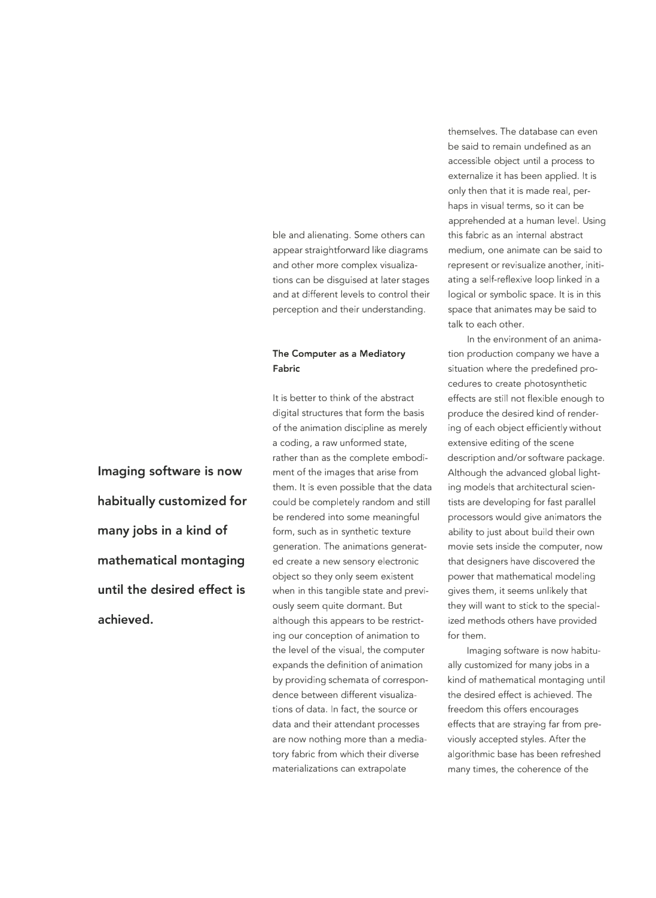ble and alienating. Some others can appear straightforward like diagrams and other more complex visualizations can be disguised at later stages and at different levels to control their perception and their understanding.

### The Computer as a Mediatory Fabric

It is better to think of the abstract digital structures that form the basis of the animation discipline as merely a coding, a raw unformed state, rather than as the complete embodiment of the images that arise from them. It is even possible that the data could be completely random and still be rendered into some meaningful form, such as in synthetic texture generation. The animations generated create a new sensory electronic object so they only seem existent when in this tangible state and previously seem quite dormant. But although this appears to be restricting our conception of animation to the level of the visual, the computer expands the definition of animation by providing schemata of correspondence between different visualizations of data. In fact, the source or data and their attendant processes are now nothing more than a mediatory fabric from which their diverse materializations can extrapolate themselves. The database can even be said to remain undefined as an accessible object until a process to externalize it has been applied. It is only then that it is made real, perhaps in visual terms, so it can be apprehended at a human level. Using this fabric as an internal abstract medium, one animate can be said to represent or revisualize another, initiating a self-reflexive loop linked in a logical or symbolic space. It is in this space that animates may be said to talk to each other.

In the environment of an animation production company we have a situation where the predefined procedures to create photosynthetic effects are still not flexible enough to produce the desired kind of rendering of each object efficiently without extensive editing of the scene description and/or software package. Although the advanced global lighting models that architectural scientists are developing for fast parallel processors would give animators the ability to just about build their own movie sets inside the computer, now that designers have discovered the power that mathematical modeling gives them, it seems unlikely that they will want to stick to the specialized methods others have provided for them.

**Imaging software is now habitually customized for many jobs in a kind of mathematical montaging until the desired effect is achieved.**

Imaging software is now habitually customized for many jobs in a kind of mathematical montaging until the desired effect is achieved. The freedom this offers encourages effects that are straying far from previously accepted styles. After the algorithmic base has been refreshed many times, the coherence of the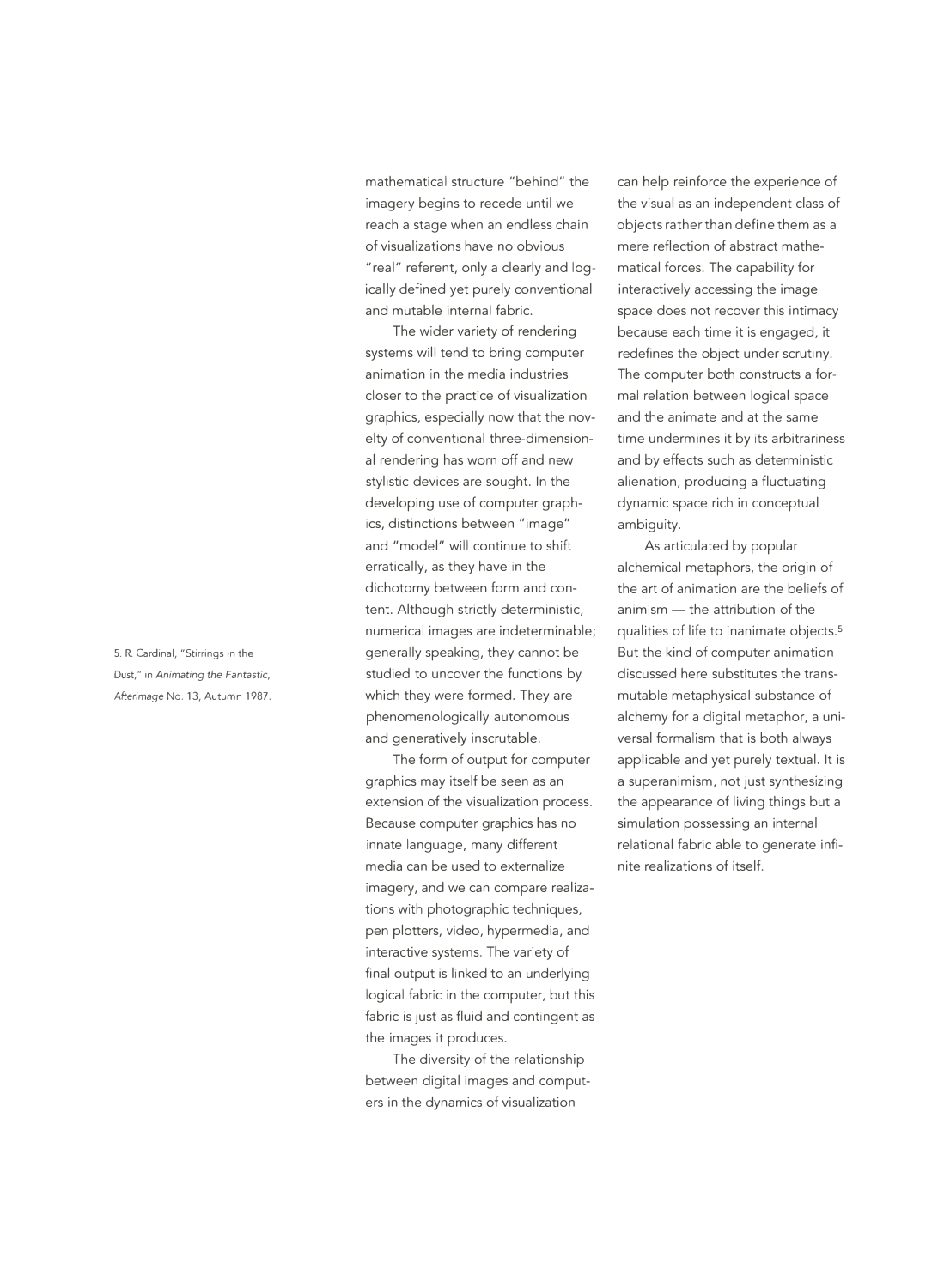mathematical structure "behind" the imagery begins to recede until we reach a stage when an endless chain of visualizations have no obvious "real" referent, only a clearly and logically defined yet purely conventional and mutable internal fabric.

The wider variety of rendering systems will tend to bring computer animation in the media industries closer to the practice of visualization graphics, especially now that the novelty of conventional three-dimensional rendering has worn off and new stylistic devices are sought. In the developing use of computer graphics, distinctions between "image" and "model" will continue to shift erratically, as they have in the dichotomy between form and content. Although strictly deterministic, numerical images are indeterminable; generally speaking, they cannot be studied to uncover the functions by which they were formed. They are phenomenologically autonomous and generatively inscrutable.

The form of output for computer graphics may itself be seen as an extension of the visualization process. Because computer graphics has no innate language, many different media can be used to externalize imagery, and we can compare realizations with photographic techniques, pen plotters, video, hypermedia, and interactive systems. The variety of final output is linked to an underlying logical fabric in the computer, but this fabric is just as fluid and contingent as the images it produces.

The diversity of the relationship between digital images and computers in the dynamics of visualization can help reinforce the experience of the visual as an independent class of objects rather than define them as a mere reflection of abstract mathematical forces. The capability for interactively accessing the image space does not recover this intimacy because each time it is engaged, it redefines the object under scrutiny. The computer both constructs a formal relation between logical space and the animate and at the same time undermines it by its arbitrariness and by effects such as deterministic alienation, producing a fluctuating dynamic space rich in conceptual ambiguity.

As articulated by popular alchemical metaphors, the origin of the art of animation are the beliefs of animism — the attribution of the qualities of life to inanimate objects.[5] But the kind of computer animation discussed here substitutes the transmutable metaphysical substance of alchemy for a digital metaphor, a universal formalism that is both always applicable and yet purely textual. It is a superanimism, not just synthesizing the appearance of living things but a simulation possessing an internal relational fabric able to generate infinite realizations of itself.

5. R. Cardinal, "Stirrings in the Dust," in *Animating the Fantastic*, *Afterimage* No. 13, Autumn 1987.